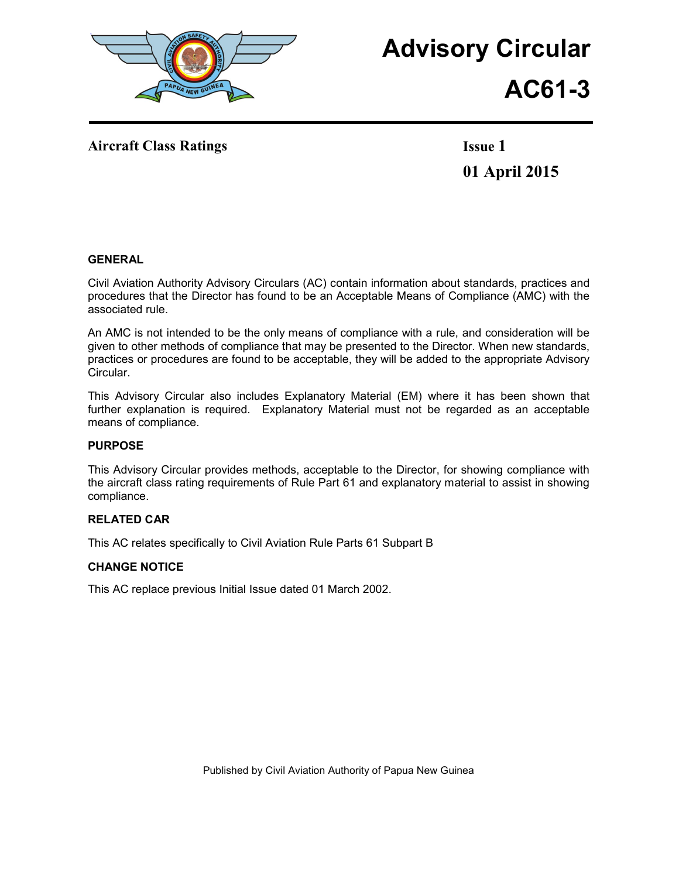# Advisory Circular

# AC61-3

**Aircraft Class Ratings**

**Issue 1**

**01 April 2015**

## GENERAL

Civil Aviation Authority Advisory Circulars (AC) contain information about standards, practices and procedures that the Director has found to be an Acceptable Means of Compliance (AMC) with the associated rule.

An AMC is not intended to be the only means of compliance with a rule, and consideration will be given to other methods of compliance that may be presented to the Director. When new standards, practices or procedures are found to be acceptable, they will be added to the appropriate Advisory Circular.

This Advisory Circular also includes Explanatory Material (EM) where it has been shown that further explanation is required. Explanatory Material must not be regarded as an acceptable means of compliance.

## PURPOSE

This Advisory Circular provides methods, acceptable to the Director, for showing compliance with the aircraft class rating requirements of Rule Part 61 and explanatory material to assist in showing compliance.

## RELATED CAR

This AC relates specifically to Civil Aviation Rule Parts 61 Subpart B

## CHANGE NOTICE

This AC replace previous Initial Issue dated 01 March 2002.

Published by Civil Aviation Authority of Papua New Guinea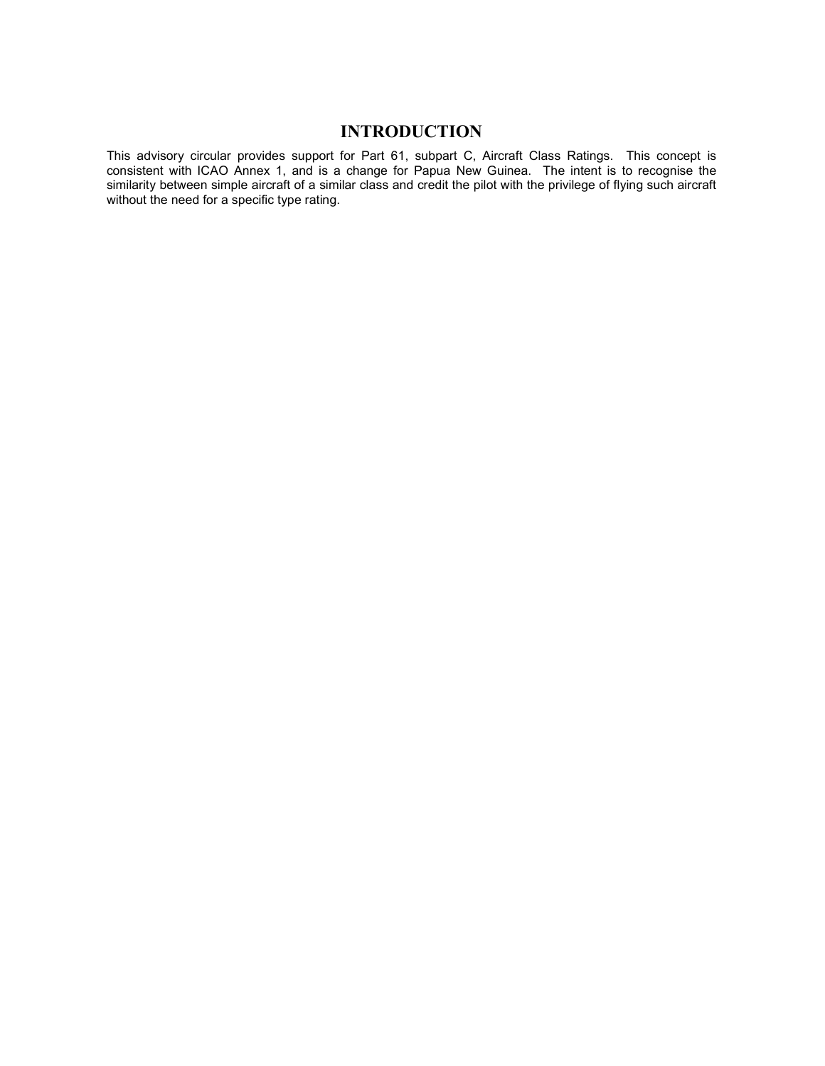# INTRODUCTION

This advisory circular provides support for Part 61, subpart C, Aircraft Class Ratings. This concept is consistent with ICAO Annex 1, and is a change for Papua New Guinea. The intent is to recognise the similarity between simple aircraft of a similar class and credit the pilot with the privilege of flying such aircraft without the need for a specific type rating.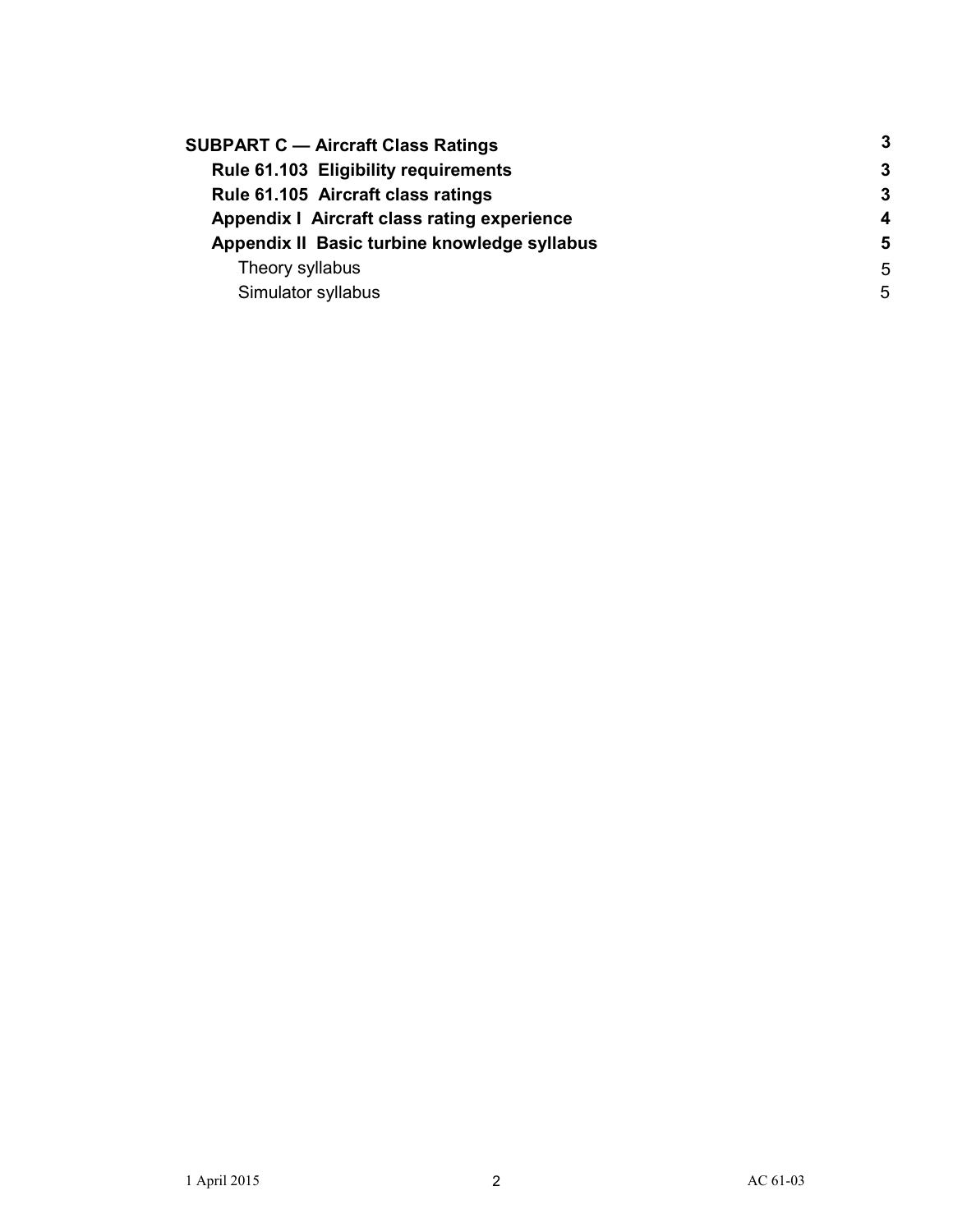| | |
|---|---|
| **SUBPART C — Aircraft Class Ratings** | **3** |
| **Rule 61.103 Eligibility requirements** | **3** |
| **Rule 61.105 Aircraft class ratings** | **3** |
| **Appendix I Aircraft class rating experience** | **4** |
| **Appendix II Basic turbine knowledge syllabus** | **5** |
| Theory syllabus | 5 |
| Simulator syllabus | 5 |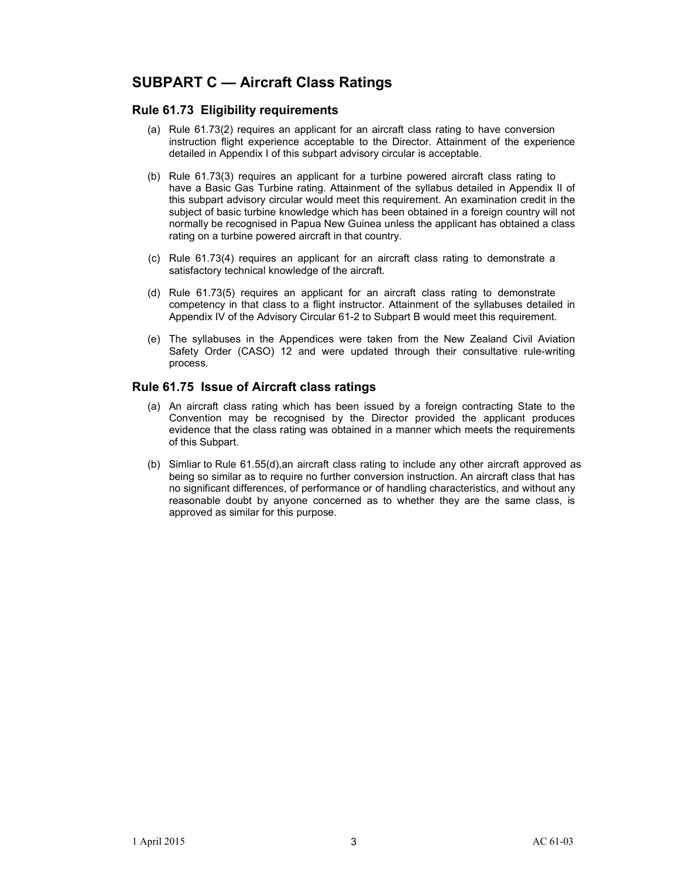## SUBPART C — Aircraft Class Ratings

### Rule 61.73 Eligibility requirements

(a) Rule 61.73(2) requires an applicant for an aircraft class rating to have conversion instruction flight experience acceptable to the Director. Attainment of the experience detailed in Appendix I of this subpart advisory circular is acceptable.

(b) Rule 61.73(3) requires an applicant for a turbine powered aircraft class rating to have a Basic Gas Turbine rating. Attainment of the syllabus detailed in Appendix II of this subpart advisory circular would meet this requirement. An examination credit in the subject of basic turbine knowledge which has been obtained in a foreign country will not normally be recognised in Papua New Guinea unless the applicant has obtained a class rating on a turbine powered aircraft in that country.

(c) Rule 61.73(4) requires an applicant for an aircraft class rating to demonstrate a satisfactory technical knowledge of the aircraft.

(d) Rule 61.73(5) requires an applicant for an aircraft class rating to demonstrate competency in that class to a flight instructor. Attainment of the syllabuses detailed in Appendix IV of the Advisory Circular 61-2 to Subpart B would meet this requirement.

(e) The syllabuses in the Appendices were taken from the New Zealand Civil Aviation Safety Order (CASO) 12 and were updated through their consultative rule-writing process.

### Rule 61.75 Issue of Aircraft class ratings

(a) An aircraft class rating which has been issued by a foreign contracting State to the Convention may be recognised by the Director provided the applicant produces evidence that the class rating was obtained in a manner which meets the requirements of this Subpart.

(b) Simliar to Rule 61.55(d),an aircraft class rating to include any other aircraft approved as being so similar as to require no further conversion instruction. An aircraft class that has no significant differences, of performance or of handling characteristics, and without any reasonable doubt by anyone concerned as to whether they are the same class, is approved as similar for this purpose.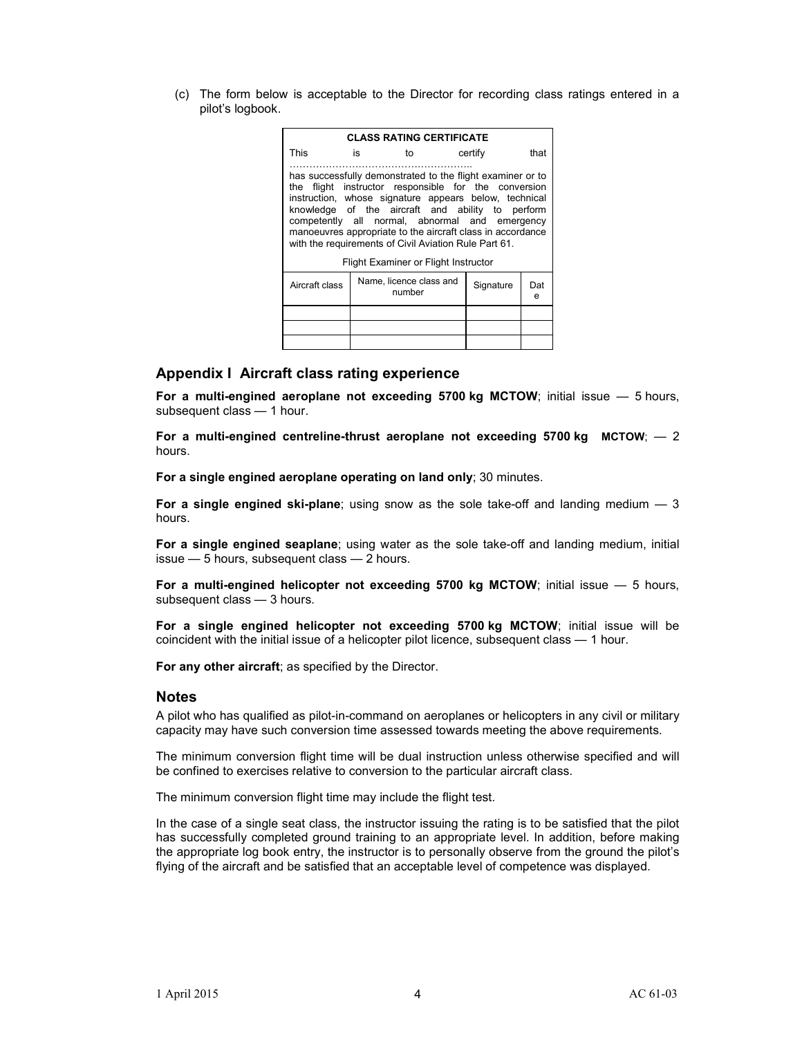(c) The form below is acceptable to the Director for recording class ratings entered in a pilot's logbook.

| **CLASS RATING CERTIFICATE** | | | |
|---|---|---|---|
| This is to certify that ……………………………………………….. has successfully demonstrated to the flight examiner or to the flight instructor responsible for the conversion instruction, whose signature appears below, technical knowledge of the aircraft and ability to perform competently all normal, abnormal and emergency manoeuvres appropriate to the aircraft class in accordance with the requirements of Civil Aviation Rule Part 61. | | | |
| Flight Examiner or Flight Instructor | | | |
| Aircraft class | Name, licence class and number | Signature | Date |
| | | | |
| | | | |
| | | | |

## Appendix I Aircraft class rating experience

**For a multi-engined aeroplane not exceeding 5700 kg MCTOW**; initial issue — 5 hours, subsequent class — 1 hour.

**For a multi-engined centreline-thrust aeroplane not exceeding 5700 kg MCTOW**; — 2 hours.

**For a single engined aeroplane operating on land only**; 30 minutes.

**For a single engined ski-plane**; using snow as the sole take-off and landing medium — 3 hours.

**For a single engined seaplane**; using water as the sole take-off and landing medium, initial issue — 5 hours, subsequent class — 2 hours.

**For a multi-engined helicopter not exceeding 5700 kg MCTOW**; initial issue — 5 hours, subsequent class — 3 hours.

**For a single engined helicopter not exceeding 5700 kg MCTOW**; initial issue will be coincident with the initial issue of a helicopter pilot licence, subsequent class — 1 hour.

**For any other aircraft**; as specified by the Director.

## Notes

A pilot who has qualified as pilot-in-command on aeroplanes or helicopters in any civil or military capacity may have such conversion time assessed towards meeting the above requirements.

The minimum conversion flight time will be dual instruction unless otherwise specified and will be confined to exercises relative to conversion to the particular aircraft class.

The minimum conversion flight time may include the flight test.

In the case of a single seat class, the instructor issuing the rating is to be satisfied that the pilot has successfully completed ground training to an appropriate level. In addition, before making the appropriate log book entry, the instructor is to personally observe from the ground the pilot's flying of the aircraft and be satisfied that an acceptable level of competence was displayed.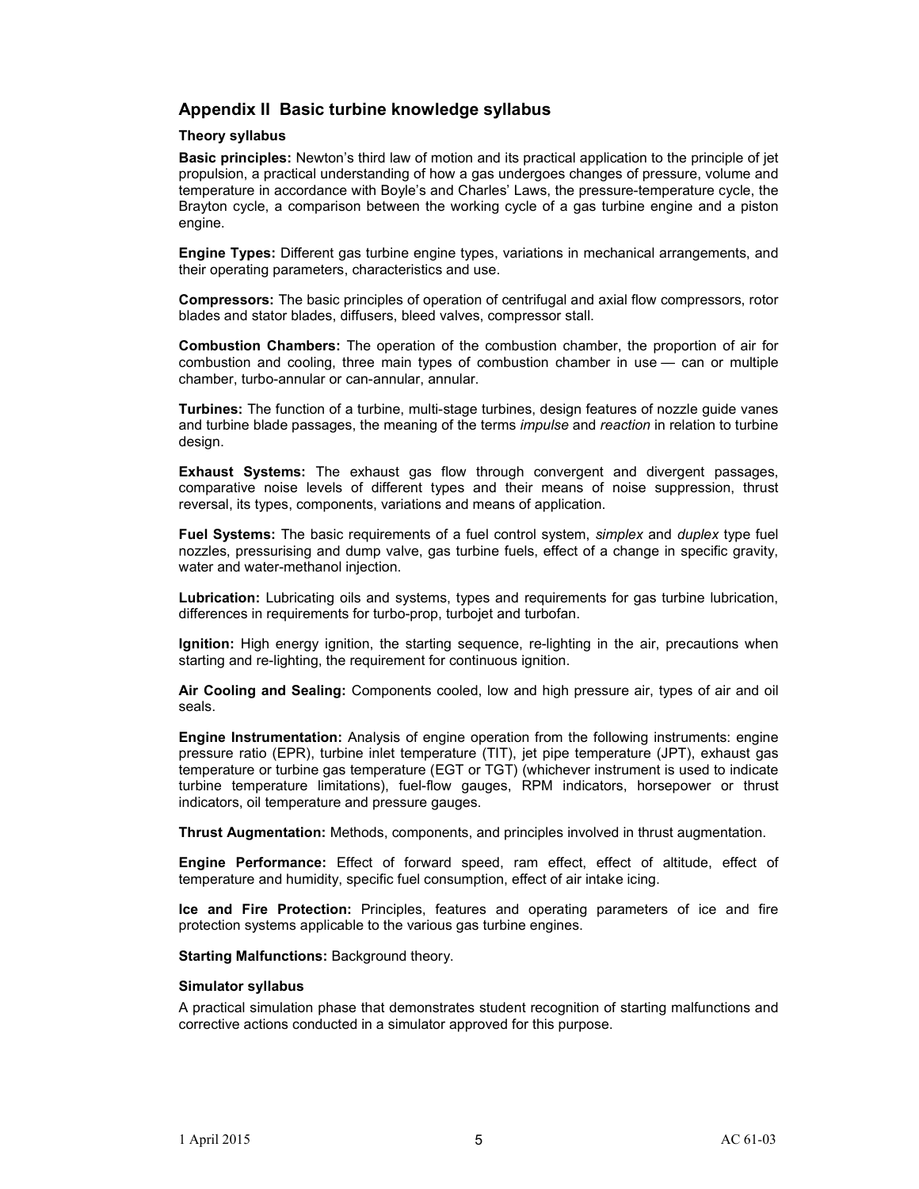## Appendix II Basic turbine knowledge syllabus

### Theory syllabus

**Basic principles:** Newton's third law of motion and its practical application to the principle of jet propulsion, a practical understanding of how a gas undergoes changes of pressure, volume and temperature in accordance with Boyle's and Charles' Laws, the pressure-temperature cycle, the Brayton cycle, a comparison between the working cycle of a gas turbine engine and a piston engine.

**Engine Types:** Different gas turbine engine types, variations in mechanical arrangements, and their operating parameters, characteristics and use.

**Compressors:** The basic principles of operation of centrifugal and axial flow compressors, rotor blades and stator blades, diffusers, bleed valves, compressor stall.

**Combustion Chambers:** The operation of the combustion chamber, the proportion of air for combustion and cooling, three main types of combustion chamber in use — can or multiple chamber, turbo-annular or can-annular, annular.

**Turbines:** The function of a turbine, multi-stage turbines, design features of nozzle guide vanes and turbine blade passages, the meaning of the terms *impulse* and *reaction* in relation to turbine design.

**Exhaust Systems:** The exhaust gas flow through convergent and divergent passages, comparative noise levels of different types and their means of noise suppression, thrust reversal, its types, components, variations and means of application.

**Fuel Systems:** The basic requirements of a fuel control system, *simplex* and *duplex* type fuel nozzles, pressurising and dump valve, gas turbine fuels, effect of a change in specific gravity, water and water-methanol injection.

**Lubrication:** Lubricating oils and systems, types and requirements for gas turbine lubrication, differences in requirements for turbo-prop, turbojet and turbofan.

**Ignition:** High energy ignition, the starting sequence, re-lighting in the air, precautions when starting and re-lighting, the requirement for continuous ignition.

**Air Cooling and Sealing:** Components cooled, low and high pressure air, types of air and oil seals.

**Engine Instrumentation:** Analysis of engine operation from the following instruments: engine pressure ratio (EPR), turbine inlet temperature (TIT), jet pipe temperature (JPT), exhaust gas temperature or turbine gas temperature (EGT or TGT) (whichever instrument is used to indicate turbine temperature limitations), fuel-flow gauges, RPM indicators, horsepower or thrust indicators, oil temperature and pressure gauges.

**Thrust Augmentation:** Methods, components, and principles involved in thrust augmentation.

**Engine Performance:** Effect of forward speed, ram effect, effect of altitude, effect of temperature and humidity, specific fuel consumption, effect of air intake icing.

**Ice and Fire Protection:** Principles, features and operating parameters of ice and fire protection systems applicable to the various gas turbine engines.

**Starting Malfunctions:** Background theory.

### Simulator syllabus

A practical simulation phase that demonstrates student recognition of starting malfunctions and corrective actions conducted in a simulator approved for this purpose.